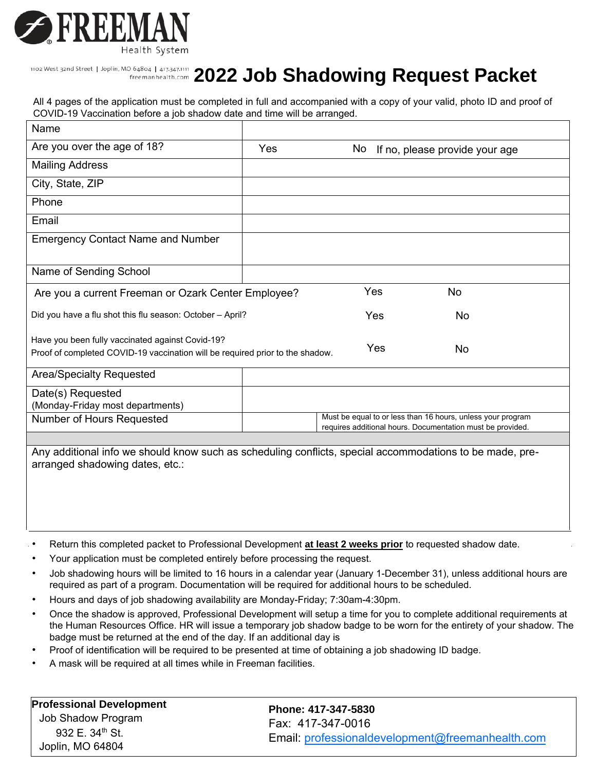**FREEMAN**
Health System

1102 West 32nd Street | Joplin, MO 64804 | 417.347.1111
freemanhealth.com

# 2022 Job Shadowing Request Packet

All 4 pages of the application must be completed in full and accompanied with a copy of your valid, photo ID and proof of COVID-19 Vaccination before a job shadow date and time will be arranged.

| | | | |
|---|---|---|---|
| Name | | | |
| Are you over the age of 18? | Yes | No | If no, please provide your age |
| Mailing Address | | | |
| City, State, ZIP | | | |
| Phone | | | |
| Email | | | |
| Emergency Contact Name and Number | | | |
| Name of Sending School | | | |
| Are you a current Freeman or Ozark Center Employee? | | Yes | No |
| Did you have a flu shot this flu season: October – April? | | Yes | No |
| Have you been fully vaccinated against Covid-19? Proof of completed COVID-19 vaccination will be required prior to the shadow. | | Yes | No |
| Area/Specialty Requested | | | |
| Date(s) Requested (Monday-Friday most departments) | | | |
| Number of Hours Requested | | Must be equal to or less than 16 hours, unless your program requires additional hours. Documentation must be provided. | |

Any additional info we should know such as scheduling conflicts, special accommodations to be made, pre-arranged shadowing dates, etc.:

- Return this completed packet to Professional Development **at least 2 weeks prior** to requested shadow date.
- Your application must be completed entirely before processing the request.
- Job shadowing hours will be limited to 16 hours in a calendar year (January 1-December 31), unless additional hours are required as part of a program. Documentation will be required for additional hours to be scheduled.
- Hours and days of job shadowing availability are Monday-Friday; 7:30am-4:30pm.
- Once the shadow is approved, Professional Development will setup a time for you to complete additional requirements at the Human Resources Office. HR will issue a temporary job shadow badge to be worn for the entirety of your shadow. The badge must be returned at the end of the day. If an additional day is
- Proof of identification will be required to be presented at time of obtaining a job shadowing ID badge.
- A mask will be required at all times while in Freeman facilities.

| | |
|---|---|
| **Professional Development**<br>Job Shadow Program<br>932 E. 34th St.<br>Joplin, MO 64804 | **Phone: 417-347-5830**<br>Fax: 417-347-0016<br>Email: professionaldevelopment@freemanhealth.com |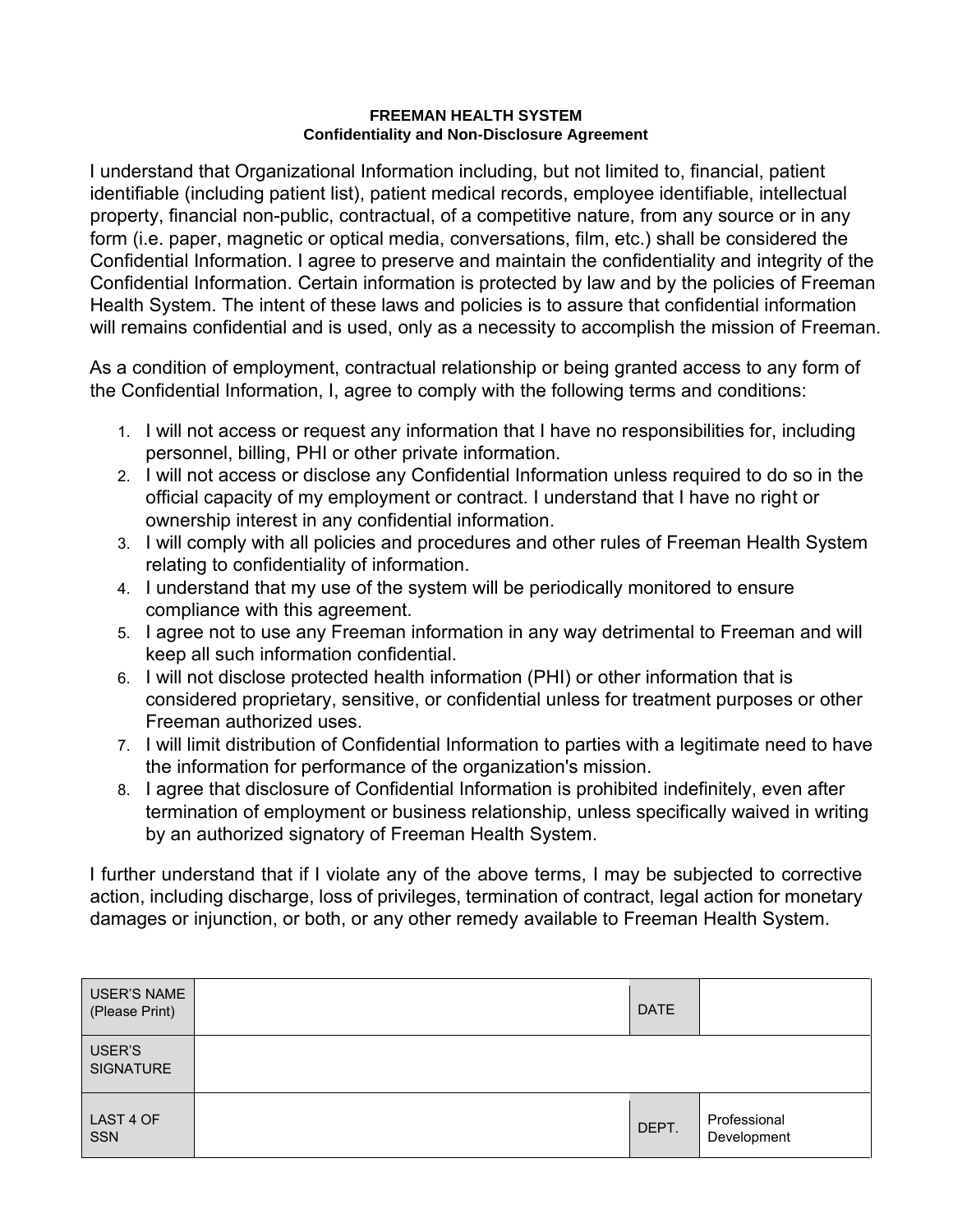**FREEMAN HEALTH SYSTEM**
**Confidentiality and Non-Disclosure Agreement**

I understand that Organizational Information including, but not limited to, financial, patient identifiable (including patient list), patient medical records, employee identifiable, intellectual property, financial non-public, contractual, of a competitive nature, from any source or in any form (i.e. paper, magnetic or optical media, conversations, film, etc.) shall be considered the Confidential Information. I agree to preserve and maintain the confidentiality and integrity of the Confidential Information. Certain information is protected by law and by the policies of Freeman Health System. The intent of these laws and policies is to assure that confidential information will remains confidential and is used, only as a necessity to accomplish the mission of Freeman.

As a condition of employment, contractual relationship or being granted access to any form of the Confidential Information, I, agree to comply with the following terms and conditions:

1. I will not access or request any information that I have no responsibilities for, including personnel, billing, PHI or other private information.
2. I will not access or disclose any Confidential Information unless required to do so in the official capacity of my employment or contract. I understand that I have no right or ownership interest in any confidential information.
3. I will comply with all policies and procedures and other rules of Freeman Health System relating to confidentiality of information.
4. I understand that my use of the system will be periodically monitored to ensure compliance with this agreement.
5. I agree not to use any Freeman information in any way detrimental to Freeman and will keep all such information confidential.
6. I will not disclose protected health information (PHI) or other information that is considered proprietary, sensitive, or confidential unless for treatment purposes or other Freeman authorized uses.
7. I will limit distribution of Confidential Information to parties with a legitimate need to have the information for performance of the organization's mission.
8. I agree that disclosure of Confidential Information is prohibited indefinitely, even after termination of employment or business relationship, unless specifically waived in writing by an authorized signatory of Freeman Health System.

I further understand that if I violate any of the above terms, I may be subjected to corrective action, including discharge, loss of privileges, termination of contract, legal action for monetary damages or injunction, or both, or any other remedy available to Freeman Health System.

| USER'S NAME (Please Print) | | DATE | |
|---|---|---|---|
| USER'S SIGNATURE | | | |
| LAST 4 OF SSN | | DEPT. | Professional Development |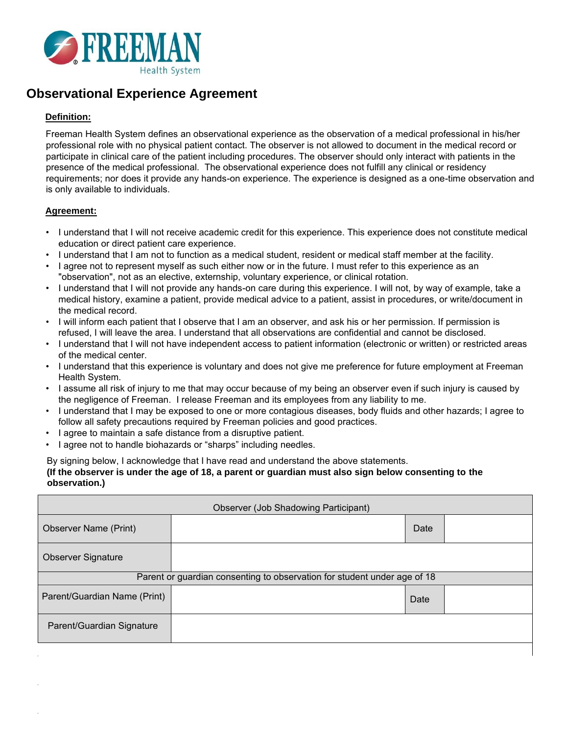FREEMAN
Health System

# Observational Experience Agreement

**Definition:**

Freeman Health System defines an observational experience as the observation of a medical professional in his/her professional role with no physical patient contact. The observer is not allowed to document in the medical record or participate in clinical care of the patient including procedures. The observer should only interact with patients in the presence of the medical professional. The observational experience does not fulfill any clinical or residency requirements; nor does it provide any hands-on experience. The experience is designed as a one-time observation and is only available to individuals.

**Agreement:**

- I understand that I will not receive academic credit for this experience. This experience does not constitute medical education or direct patient care experience.
- I understand that I am not to function as a medical student, resident or medical staff member at the facility.
- I agree not to represent myself as such either now or in the future. I must refer to this experience as an "observation", not as an elective, externship, voluntary experience, or clinical rotation.
- I understand that I will not provide any hands-on care during this experience. I will not, by way of example, take a medical history, examine a patient, provide medical advice to a patient, assist in procedures, or write/document in the medical record.
- I will inform each patient that I observe that I am an observer, and ask his or her permission. If permission is refused, I will leave the area. I understand that all observations are confidential and cannot be disclosed.
- I understand that I will not have independent access to patient information (electronic or written) or restricted areas of the medical center.
- I understand that this experience is voluntary and does not give me preference for future employment at Freeman Health System.
- I assume all risk of injury to me that may occur because of my being an observer even if such injury is caused by the negligence of Freeman. I release Freeman and its employees from any liability to me.
- I understand that I may be exposed to one or more contagious diseases, body fluids and other hazards; I agree to follow all safety precautions required by Freeman policies and good practices.
- I agree to maintain a safe distance from a disruptive patient.
- I agree not to handle biohazards or "sharps" including needles.

By signing below, I acknowledge that I have read and understand the above statements.
**(If the observer is under the age of 18, a parent or guardian must also sign below consenting to the observation.)**

| Observer (Job Shadowing Participant) | | | |
|---|---|---|---|
| Observer Name (Print) | | Date | |
| Observer Signature | | | |
| Parent or guardian consenting to observation for student under age of 18 | | | |
| Parent/Guardian Name (Print) | | Date | |
| Parent/Guardian Signature | | | |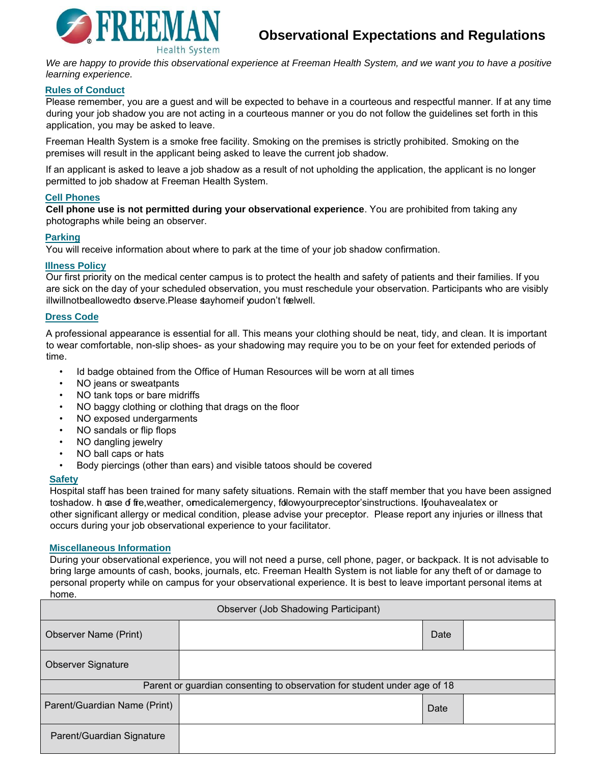# Observational Expectations and Regulations

*We are happy to provide this observational experience at Freeman Health System, and we want you to have a positive learning experience.*

## Rules of Conduct

Please remember, you are a guest and will be expected to behave in a courteous and respectful manner. If at any time during your job shadow you are not acting in a courteous manner or you do not follow the guidelines set forth in this application, you may be asked to leave.

Freeman Health System is a smoke free facility. Smoking on the premises is strictly prohibited. Smoking on the premises will result in the applicant being asked to leave the current job shadow.

If an applicant is asked to leave a job shadow as a result of not upholding the application, the applicant is no longer permitted to job shadow at Freeman Health System.

## Cell Phones

**Cell phone use is not permitted during your observational experience**. You are prohibited from taking any photographs while being an observer.

## Parking

You will receive information about where to park at the time of your job shadow confirmation.

## Illness Policy

Our first priority on the medical center campus is to protect the health and safety of patients and their families. If you are sick on the day of your scheduled observation, you must reschedule your observation. Participants who are visibly ill will not be allowed to observe. Please stay home if you don't feel well.

## Dress Code

A professional appearance is essential for all. This means your clothing should be neat, tidy, and clean. It is important to wear comfortable, non-slip shoes- as your shadowing may require you to be on your feet for extended periods of time.

- Id badge obtained from the Office of Human Resources will be worn at all times
- NO jeans or sweatpants
- NO tank tops or bare midriffs
- NO baggy clothing or clothing that drags on the floor
- NO exposed undergarments
- NO sandals or flip flops
- NO dangling jewelry
- NO ball caps or hats
- Body piercings (other than ears) and visible tatoos should be covered

## Safety

Hospital staff has been trained for many safety situations. Remain with the staff member that you have been assigned to shadow. In case of fire, weather, or medical emergency, follow your preceptor's instructions. If you have a latex or other significant allergy or medical condition, please advise your preceptor. Please report any injuries or illness that occurs during your job observational experience to your facilitator.

## Miscellaneous Information

During your observational experience, you will not need a purse, cell phone, pager, or backpack. It is not advisable to bring large amounts of cash, books, journals, etc. Freeman Health System is not liable for any theft of or damage to personal property while on campus for your observational experience. It is best to leave important personal items at home.

| Observer (Job Shadowing Participant) | | | |
|---|---|---|---|
| Observer Name (Print) | | Date | |
| Observer Signature | | | |
| Parent or guardian consenting to observation for student under age of 18 | | | |
| Parent/Guardian Name (Print) | | Date | |
| Parent/Guardian Signature | | | |